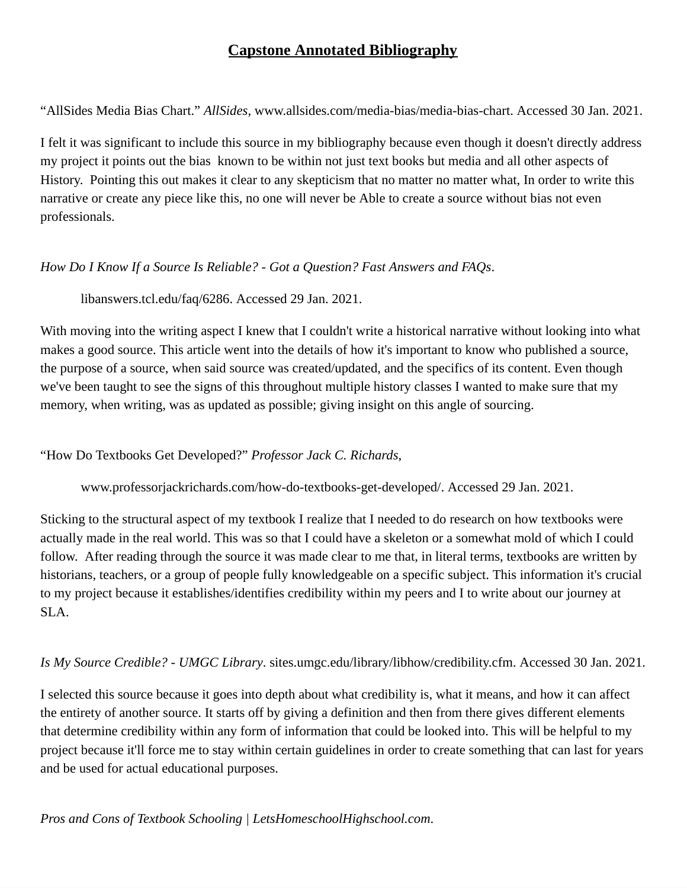# **Capstone Annotated Bibliography**

"AllSides Media Bias Chart." *AllSides*, www.allsides.com/media-bias/media-bias-chart. Accessed 30 Jan. 2021.

I felt it was significant to include this source in my bibliography because even though it doesn't directly address my project it points out the bias known to be within not just text books but media and all other aspects of History. Pointing this out makes it clear to any skepticism that no matter no matter what, In order to write this narrative or create any piece like this, no one will never be Able to create a source without bias not even professionals.

*How Do I Know If a Source Is Reliable? - Got a Question? Fast Answers and FAQs*.

libanswers.tcl.edu/faq/6286. Accessed 29 Jan. 2021.

With moving into the writing aspect I knew that I couldn't write a historical narrative without looking into what makes a good source. This article went into the details of how it's important to know who published a source, the purpose of a source, when said source was created/updated, and the specifics of its content. Even though we've been taught to see the signs of this throughout multiple history classes I wanted to make sure that my memory, when writing, was as updated as possible; giving insight on this angle of sourcing.

"How Do Textbooks Get Developed?" *Professor Jack C. Richards*,

www.professorjackrichards.com/how-do-textbooks-get-developed/. Accessed 29 Jan. 2021.

Sticking to the structural aspect of my textbook I realize that I needed to do research on how textbooks were actually made in the real world. This was so that I could have a skeleton or a somewhat mold of which I could follow. After reading through the source it was made clear to me that, in literal terms, textbooks are written by historians, teachers, or a group of people fully knowledgeable on a specific subject. This information it's crucial to my project because it establishes/identifies credibility within my peers and I to write about our journey at SLA.

*Is My Source Credible? - UMGC Library*. sites.umgc.edu/library/libhow/credibility.cfm. Accessed 30 Jan. 2021.

I selected this source because it goes into depth about what credibility is, what it means, and how it can affect the entirety of another source. It starts off by giving a definition and then from there gives different elements that determine credibility within any form of information that could be looked into. This will be helpful to my project because it'll force me to stay within certain guidelines in order to create something that can last for years and be used for actual educational purposes.

*Pros and Cons of Textbook Schooling | LetsHomeschoolHighschool.com*.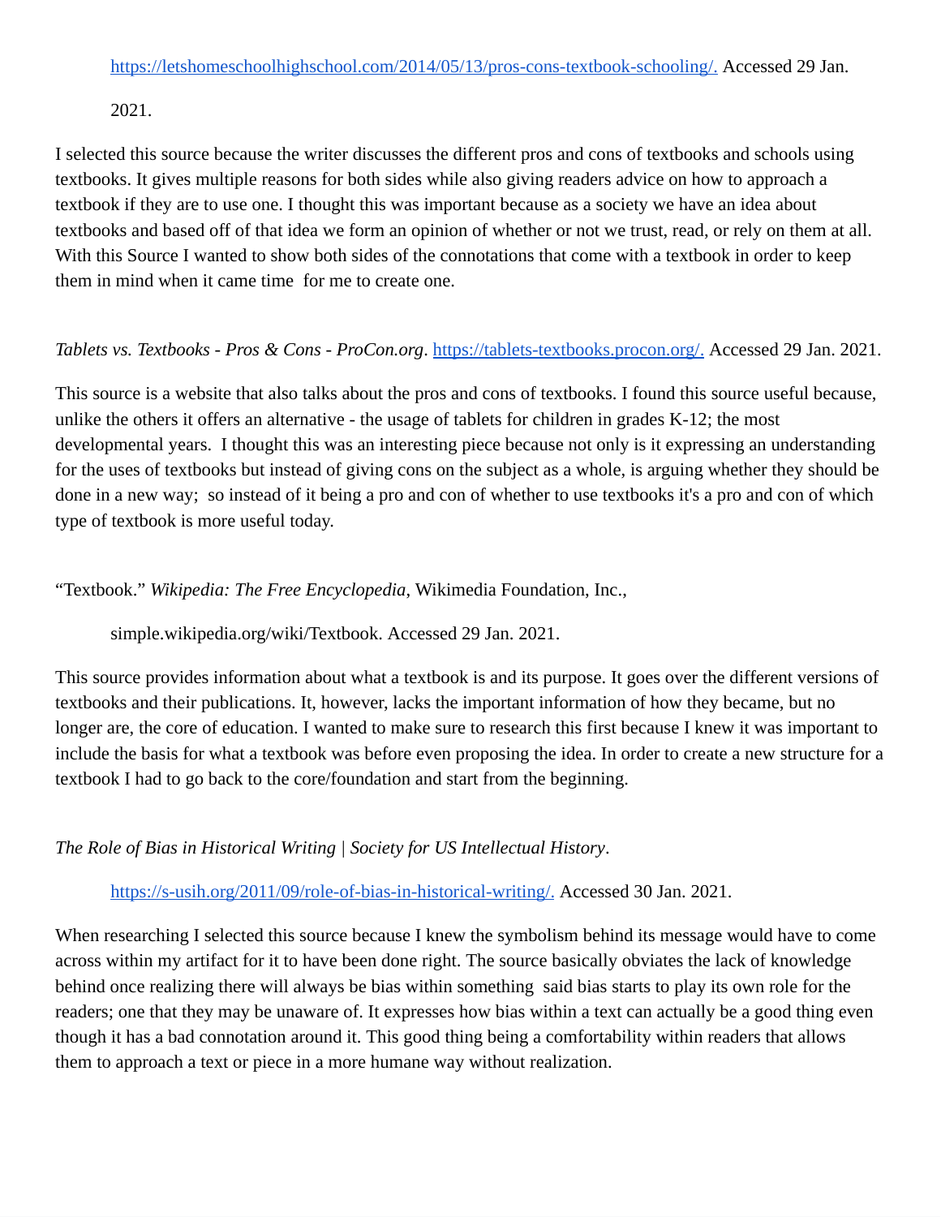https://letshomeschoolhighschool.com/2014/05/13/pros-cons-textbook-schooling/. Accessed 29 Jan. 2021.

I selected this source because the writer discusses the different pros and cons of textbooks and schools using textbooks. It gives multiple reasons for both sides while also giving readers advice on how to approach a textbook if they are to use one. I thought this was important because as a society we have an idea about textbooks and based off of that idea we form an opinion of whether or not we trust, read, or rely on them at all. With this Source I wanted to show both sides of the connotations that come with a textbook in order to keep them in mind when it came time for me to create one.

*Tablets vs. Textbooks - Pros & Cons - ProCon.org*. https://tablets-textbooks.procon.org/. Accessed 29 Jan. 2021.

This source is a website that also talks about the pros and cons of textbooks. I found this source useful because, unlike the others it offers an alternative - the usage of tablets for children in grades K-12; the most developmental years. I thought this was an interesting piece because not only is it expressing an understanding for the uses of textbooks but instead of giving cons on the subject as a whole, is arguing whether they should be done in a new way; so instead of it being a pro and con of whether to use textbooks it's a pro and con of which type of textbook is more useful today.

"Textbook." *Wikipedia: The Free Encyclopedia*, Wikimedia Foundation, Inc., simple.wikipedia.org/wiki/Textbook. Accessed 29 Jan. 2021.

This source provides information about what a textbook is and its purpose. It goes over the different versions of textbooks and their publications. It, however, lacks the important information of how they became, but no longer are, the core of education. I wanted to make sure to research this first because I knew it was important to include the basis for what a textbook was before even proposing the idea. In order to create a new structure for a textbook I had to go back to the core/foundation and start from the beginning.

*The Role of Bias in Historical Writing | Society for US Intellectual History*. https://s-usih.org/2011/09/role-of-bias-in-historical-writing/. Accessed 30 Jan. 2021.

When researching I selected this source because I knew the symbolism behind its message would have to come across within my artifact for it to have been done right. The source basically obviates the lack of knowledge behind once realizing there will always be bias within something said bias starts to play its own role for the readers; one that they may be unaware of. It expresses how bias within a text can actually be a good thing even though it has a bad connotation around it. This good thing being a comfortability within readers that allows them to approach a text or piece in a more humane way without realization.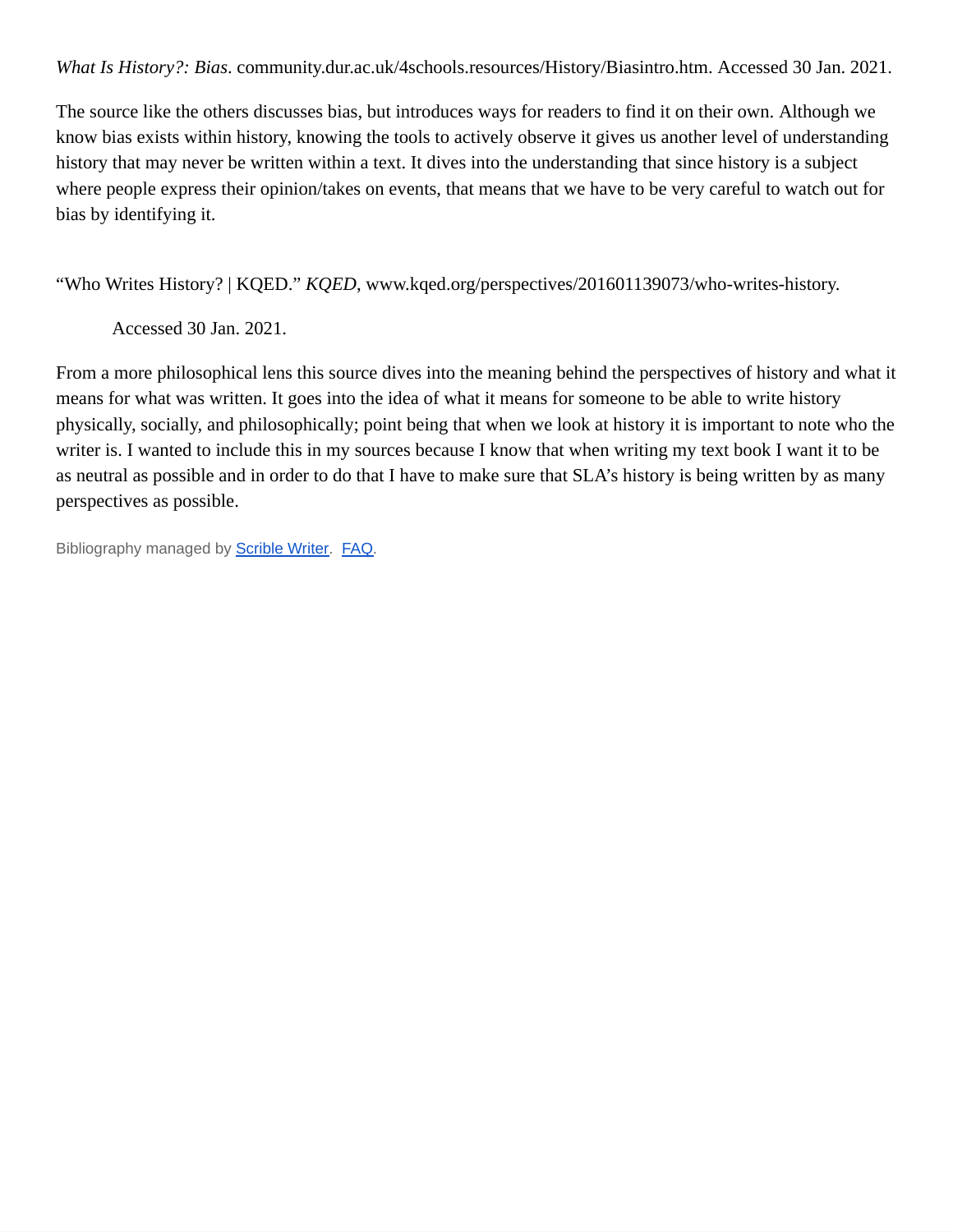*What Is History?: Bias*. community.dur.ac.uk/4schools.resources/History/Biasintro.htm. Accessed 30 Jan. 2021.

The source like the others discusses bias, but introduces ways for readers to find it on their own. Although we know bias exists within history, knowing the tools to actively observe it gives us another level of understanding history that may never be written within a text. It dives into the understanding that since history is a subject where people express their opinion/takes on events, that means that we have to be very careful to watch out for bias by identifying it.

"Who Writes History? | KQED." *KQED*, www.kqed.org/perspectives/201601139073/who-writes-history.

Accessed 30 Jan. 2021.

From a more philosophical lens this source dives into the meaning behind the perspectives of history and what it means for what was written. It goes into the idea of what it means for someone to be able to write history physically, socially, and philosophically; point being that when we look at history it is important to note who the writer is. I wanted to include this in my sources because I know that when writing my text book I want it to be as neutral as possible and in order to do that I have to make sure that SLA's history is being written by as many perspectives as possible.

Bibliography managed by Scrible Writer. FAQ.